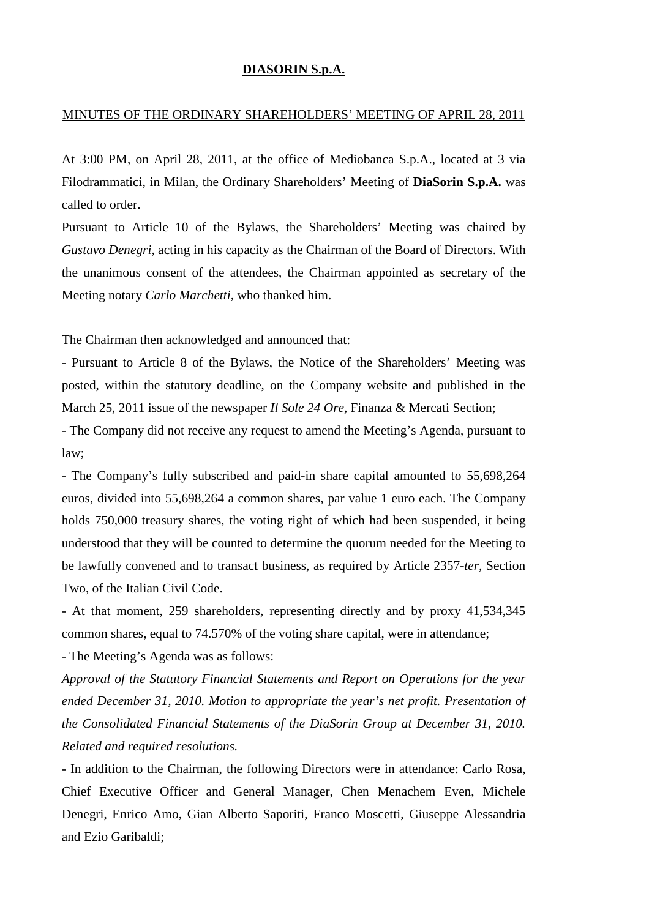**DIASORIN S.p.A.**

MINUTES OF THE ORDINARY SHAREHOLDERS' MEETING OF APRIL 28, 2011

At 3:00 PM, on April 28, 2011, at the office of Mediobanca S.p.A., located at 3 via Filodrammatici, in Milan, the Ordinary Shareholders' Meeting of **DiaSorin S.p.A.** was called to order.

Pursuant to Article 10 of the Bylaws, the Shareholders' Meeting was chaired by *Gustavo Denegri*, acting in his capacity as the Chairman of the Board of Directors. With the unanimous consent of the attendees, the Chairman appointed as secretary of the Meeting notary *Carlo Marchetti*, who thanked him.

The Chairman then acknowledged and announced that:

- Pursuant to Article 8 of the Bylaws, the Notice of the Shareholders' Meeting was posted, within the statutory deadline, on the Company website and published in the March 25, 2011 issue of the newspaper *Il Sole 24 Ore*, Finanza & Mercati Section;
- The Company did not receive any request to amend the Meeting's Agenda, pursuant to law;
- The Company's fully subscribed and paid-in share capital amounted to 55,698,264 euros, divided into 55,698,264 a common shares, par value 1 euro each. The Company holds 750,000 treasury shares, the voting right of which had been suspended, it being understood that they will be counted to determine the quorum needed for the Meeting to be lawfully convened and to transact business, as required by Article 2357-*ter*, Section Two, of the Italian Civil Code.
- At that moment, 259 shareholders, representing directly and by proxy 41,534,345 common shares, equal to 74.570% of the voting share capital, were in attendance;
- The Meeting's Agenda was as follows:

*Approval of the Statutory Financial Statements and Report on Operations for the year ended December 31, 2010. Motion to appropriate the year's net profit. Presentation of the Consolidated Financial Statements of the DiaSorin Group at December 31, 2010. Related and required resolutions.*

- In addition to the Chairman, the following Directors were in attendance: Carlo Rosa, Chief Executive Officer and General Manager, Chen Menachem Even, Michele Denegri, Enrico Amo, Gian Alberto Saporiti, Franco Moscetti, Giuseppe Alessandria and Ezio Garibaldi;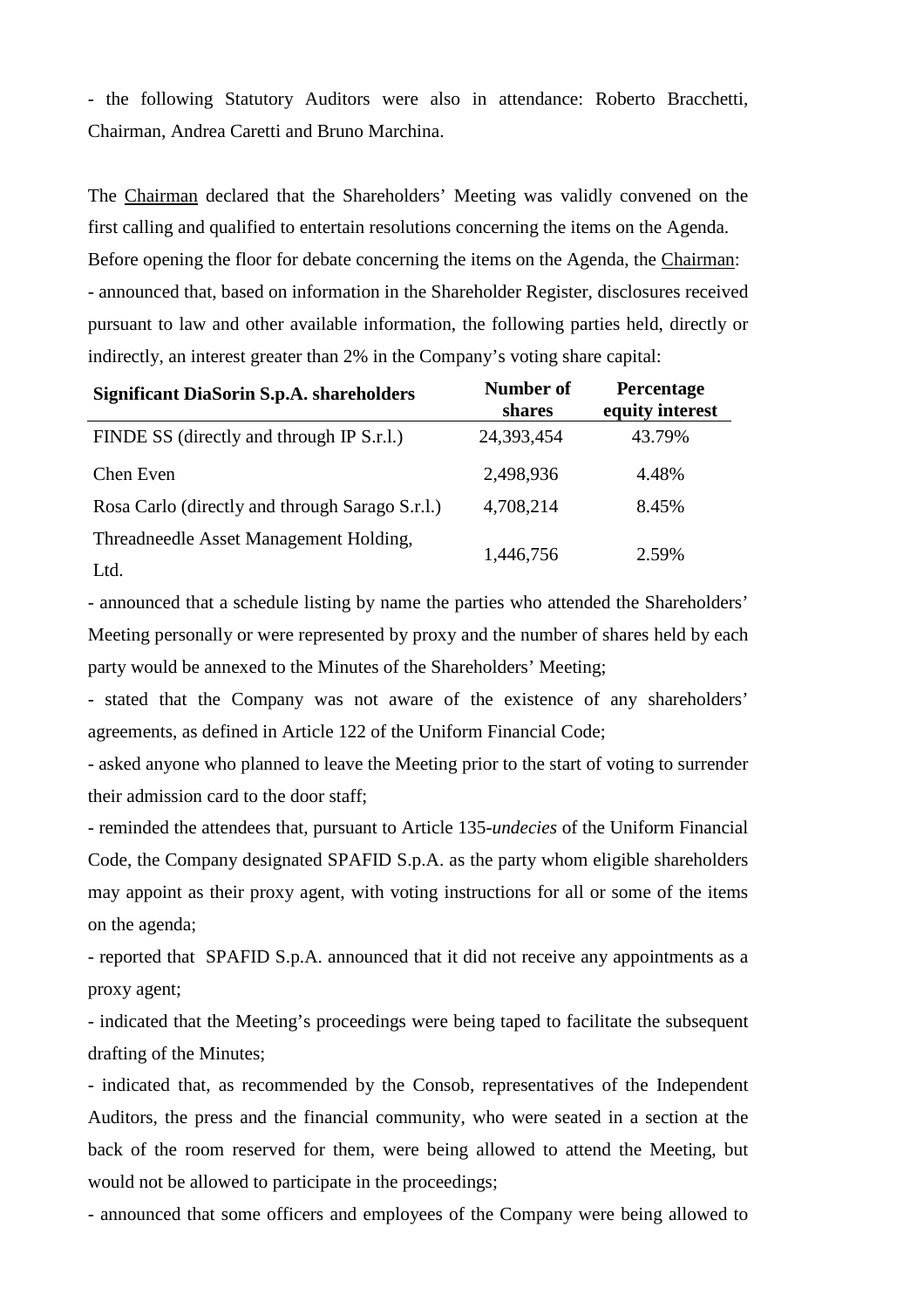- the following Statutory Auditors were also in attendance: Roberto Bracchetti, Chairman, Andrea Caretti and Bruno Marchina.

The Chairman declared that the Shareholders' Meeting was validly convened on the first calling and qualified to entertain resolutions concerning the items on the Agenda.

Before opening the floor for debate concerning the items on the Agenda, the Chairman:

- announced that, based on information in the Shareholder Register, disclosures received pursuant to law and other available information, the following parties held, directly or indirectly, an interest greater than 2% in the Company's voting share capital:

| Significant DiaSorin S.p.A. shareholders | Number of shares | Percentage equity interest |
|---|---|---|
| FINDE SS (directly and through IP S.r.l.) | 24,393,454 | 43.79% |
| Chen Even | 2,498,936 | 4.48% |
| Rosa Carlo (directly and through Sarago S.r.l.) | 4,708,214 | 8.45% |
| Threadneedle Asset Management Holding, Ltd. | 1,446,756 | 2.59% |

- announced that a schedule listing by name the parties who attended the Shareholders' Meeting personally or were represented by proxy and the number of shares held by each party would be annexed to the Minutes of the Shareholders' Meeting;
- stated that the Company was not aware of the existence of any shareholders' agreements, as defined in Article 122 of the Uniform Financial Code;
- asked anyone who planned to leave the Meeting prior to the start of voting to surrender their admission card to the door staff;
- reminded the attendees that, pursuant to Article 135-*undecies* of the Uniform Financial Code, the Company designated SPAFID S.p.A. as the party whom eligible shareholders may appoint as their proxy agent, with voting instructions for all or some of the items on the agenda;
- reported that SPAFID S.p.A. announced that it did not receive any appointments as a proxy agent;
- indicated that the Meeting's proceedings were being taped to facilitate the subsequent drafting of the Minutes;
- indicated that, as recommended by the Consob, representatives of the Independent Auditors, the press and the financial community, who were seated in a section at the back of the room reserved for them, were being allowed to attend the Meeting, but would not be allowed to participate in the proceedings;
- announced that some officers and employees of the Company were being allowed to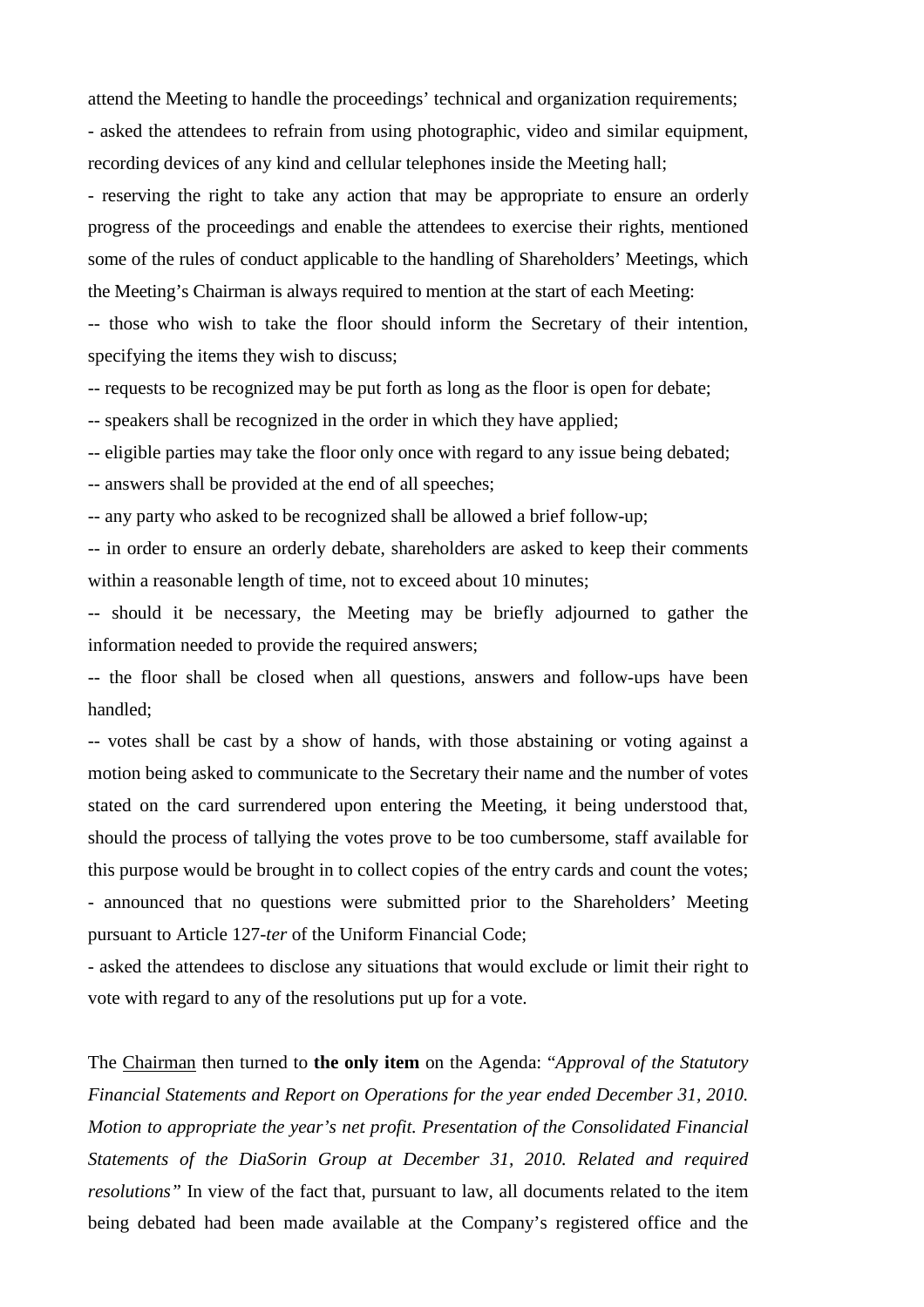attend the Meeting to handle the proceedings' technical and organization requirements;

- asked the attendees to refrain from using photographic, video and similar equipment, recording devices of any kind and cellular telephones inside the Meeting hall;

- reserving the right to take any action that may be appropriate to ensure an orderly progress of the proceedings and enable the attendees to exercise their rights, mentioned some of the rules of conduct applicable to the handling of Shareholders' Meetings, which the Meeting's Chairman is always required to mention at the start of each Meeting:

-- those who wish to take the floor should inform the Secretary of their intention, specifying the items they wish to discuss;

-- requests to be recognized may be put forth as long as the floor is open for debate;

-- speakers shall be recognized in the order in which they have applied;

-- eligible parties may take the floor only once with regard to any issue being debated;

-- answers shall be provided at the end of all speeches;

-- any party who asked to be recognized shall be allowed a brief follow-up;

-- in order to ensure an orderly debate, shareholders are asked to keep their comments within a reasonable length of time, not to exceed about 10 minutes;

-- should it be necessary, the Meeting may be briefly adjourned to gather the information needed to provide the required answers;

-- the floor shall be closed when all questions, answers and follow-ups have been handled;

-- votes shall be cast by a show of hands, with those abstaining or voting against a motion being asked to communicate to the Secretary their name and the number of votes stated on the card surrendered upon entering the Meeting, it being understood that, should the process of tallying the votes prove to be too cumbersome, staff available for this purpose would be brought in to collect copies of the entry cards and count the votes;

- announced that no questions were submitted prior to the Shareholders' Meeting pursuant to Article 127-*ter* of the Uniform Financial Code;

- asked the attendees to disclose any situations that would exclude or limit their right to vote with regard to any of the resolutions put up for a vote.

The Chairman then turned to **the only item** on the Agenda: "*Approval of the Statutory Financial Statements and Report on Operations for the year ended December 31, 2010. Motion to appropriate the year's net profit. Presentation of the Consolidated Financial Statements of the DiaSorin Group at December 31, 2010. Related and required resolutions"* In view of the fact that, pursuant to law, all documents related to the item being debated had been made available at the Company's registered office and the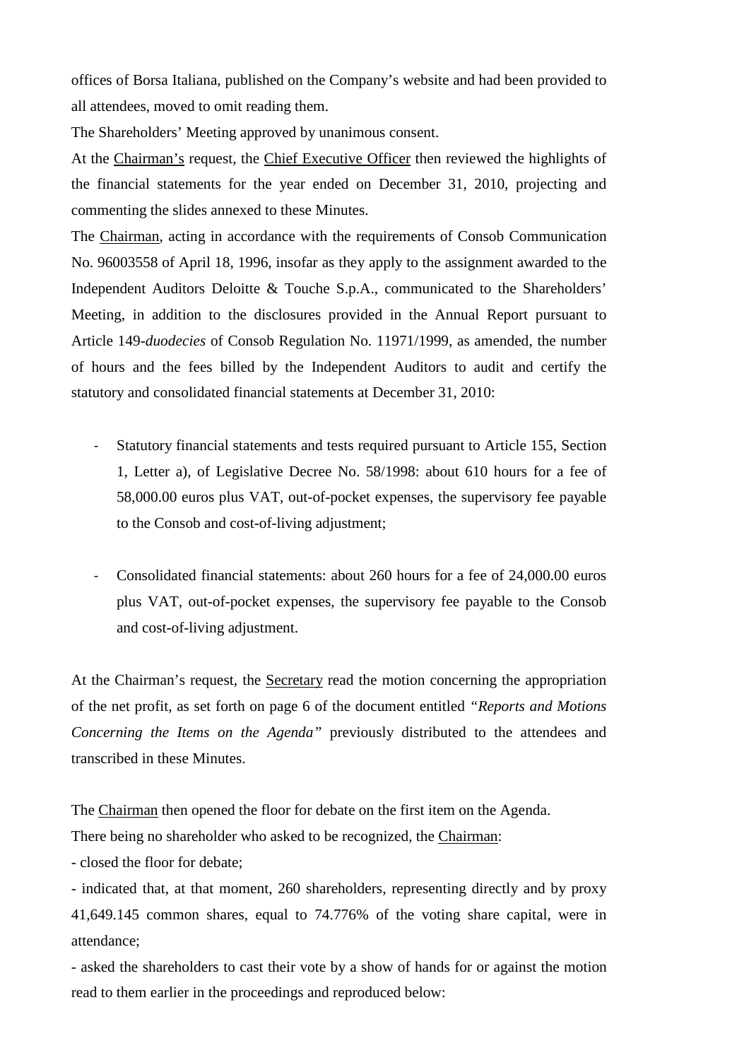offices of Borsa Italiana, published on the Company's website and had been provided to all attendees, moved to omit reading them.

The Shareholders' Meeting approved by unanimous consent.

At the Chairman's request, the Chief Executive Officer then reviewed the highlights of the financial statements for the year ended on December 31, 2010, projecting and commenting the slides annexed to these Minutes.

The Chairman, acting in accordance with the requirements of Consob Communication No. 96003558 of April 18, 1996, insofar as they apply to the assignment awarded to the Independent Auditors Deloitte & Touche S.p.A., communicated to the Shareholders' Meeting, in addition to the disclosures provided in the Annual Report pursuant to Article 149-*duodecies* of Consob Regulation No. 11971/1999, as amended, the number of hours and the fees billed by the Independent Auditors to audit and certify the statutory and consolidated financial statements at December 31, 2010:

- Statutory financial statements and tests required pursuant to Article 155, Section 1, Letter a), of Legislative Decree No. 58/1998: about 610 hours for a fee of 58,000.00 euros plus VAT, out-of-pocket expenses, the supervisory fee payable to the Consob and cost-of-living adjustment;

- Consolidated financial statements: about 260 hours for a fee of 24,000.00 euros plus VAT, out-of-pocket expenses, the supervisory fee payable to the Consob and cost-of-living adjustment.

At the Chairman's request, the Secretary read the motion concerning the appropriation of the net profit, as set forth on page 6 of the document entitled *"Reports and Motions Concerning the Items on the Agenda"* previously distributed to the attendees and transcribed in these Minutes.

The Chairman then opened the floor for debate on the first item on the Agenda.

There being no shareholder who asked to be recognized, the Chairman:

- closed the floor for debate;
- indicated that, at that moment, 260 shareholders, representing directly and by proxy 41,649.145 common shares, equal to 74.776% of the voting share capital, were in attendance;
- asked the shareholders to cast their vote by a show of hands for or against the motion read to them earlier in the proceedings and reproduced below: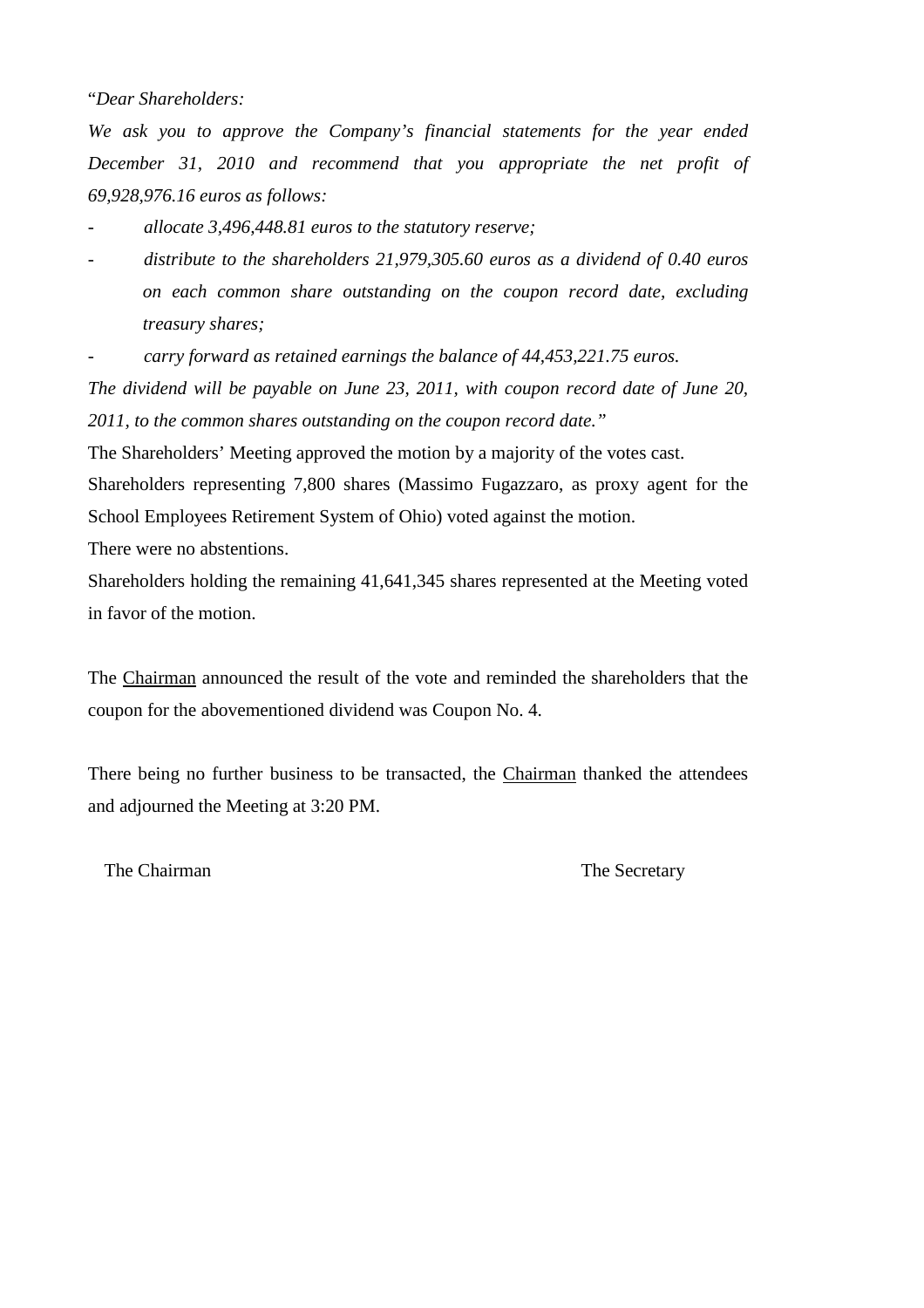"*Dear Shareholders:*

*We ask you to approve the Company's financial statements for the year ended December 31, 2010 and recommend that you appropriate the net profit of 69,928,976.16 euros as follows:*

- *allocate 3,496,448.81 euros to the statutory reserve;*
- *distribute to the shareholders 21,979,305.60 euros as a dividend of 0.40 euros on each common share outstanding on the coupon record date, excluding treasury shares;*
- *carry forward as retained earnings the balance of 44,453,221.75 euros.*

*The dividend will be payable on June 23, 2011, with coupon record date of June 20, 2011, to the common shares outstanding on the coupon record date."*

The Shareholders' Meeting approved the motion by a majority of the votes cast.

Shareholders representing 7,800 shares (Massimo Fugazzaro, as proxy agent for the School Employees Retirement System of Ohio) voted against the motion.

There were no abstentions.

Shareholders holding the remaining 41,641,345 shares represented at the Meeting voted in favor of the motion.

The Chairman announced the result of the vote and reminded the shareholders that the coupon for the abovementioned dividend was Coupon No. 4.

There being no further business to be transacted, the Chairman thanked the attendees and adjourned the Meeting at 3:20 PM.

The Chairman                                                                 The Secretary